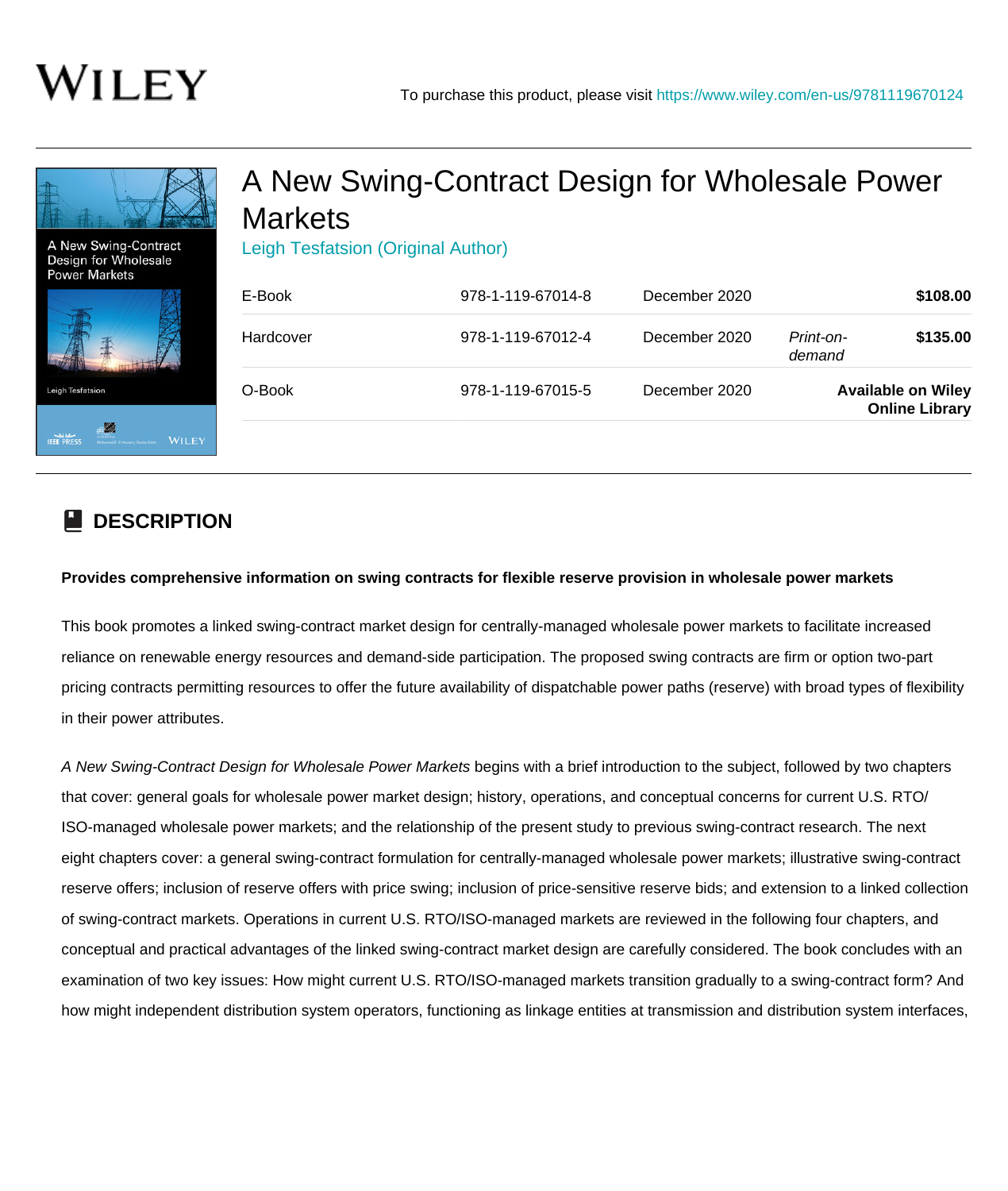WILEY

To purchase this product, please visit https://www.wiley.com/en-us/9781119670124

# A New Swing-Contract Design for Wholesale Power Markets

Leigh Tesfatsion (Original Author)

| Format | ISBN | Date | Availability | Price |
|---|---|---|---|---|
| E-Book | 978-1-119-67014-8 | December 2020 | | **$108.00** |
| Hardcover | 978-1-119-67012-4 | December 2020 | *Print-on-demand* | **$135.00** |
| O-Book | 978-1-119-67015-5 | December 2020 | **Available on Wiley Online Library** | |

## DESCRIPTION

**Provides comprehensive information on swing contracts for flexible reserve provision in wholesale power markets**

This book promotes a linked swing-contract market design for centrally-managed wholesale power markets to facilitate increased reliance on renewable energy resources and demand-side participation. The proposed swing contracts are firm or option two-part pricing contracts permitting resources to offer the future availability of dispatchable power paths (reserve) with broad types of flexibility in their power attributes.

*A New Swing-Contract Design for Wholesale Power Markets* begins with a brief introduction to the subject, followed by two chapters that cover: general goals for wholesale power market design; history, operations, and conceptual concerns for current U.S. RTO/ISO-managed wholesale power markets; and the relationship of the present study to previous swing-contract research. The next eight chapters cover: a general swing-contract formulation for centrally-managed wholesale power markets; illustrative swing-contract reserve offers; inclusion of reserve offers with price swing; inclusion of price-sensitive reserve bids; and extension to a linked collection of swing-contract markets. Operations in current U.S. RTO/ISO-managed markets are reviewed in the following four chapters, and conceptual and practical advantages of the linked swing-contract market design are carefully considered. The book concludes with an examination of two key issues: How might current U.S. RTO/ISO-managed markets transition gradually to a swing-contract form? And how might independent distribution system operators, functioning as linkage entities at transmission and distribution system interfaces,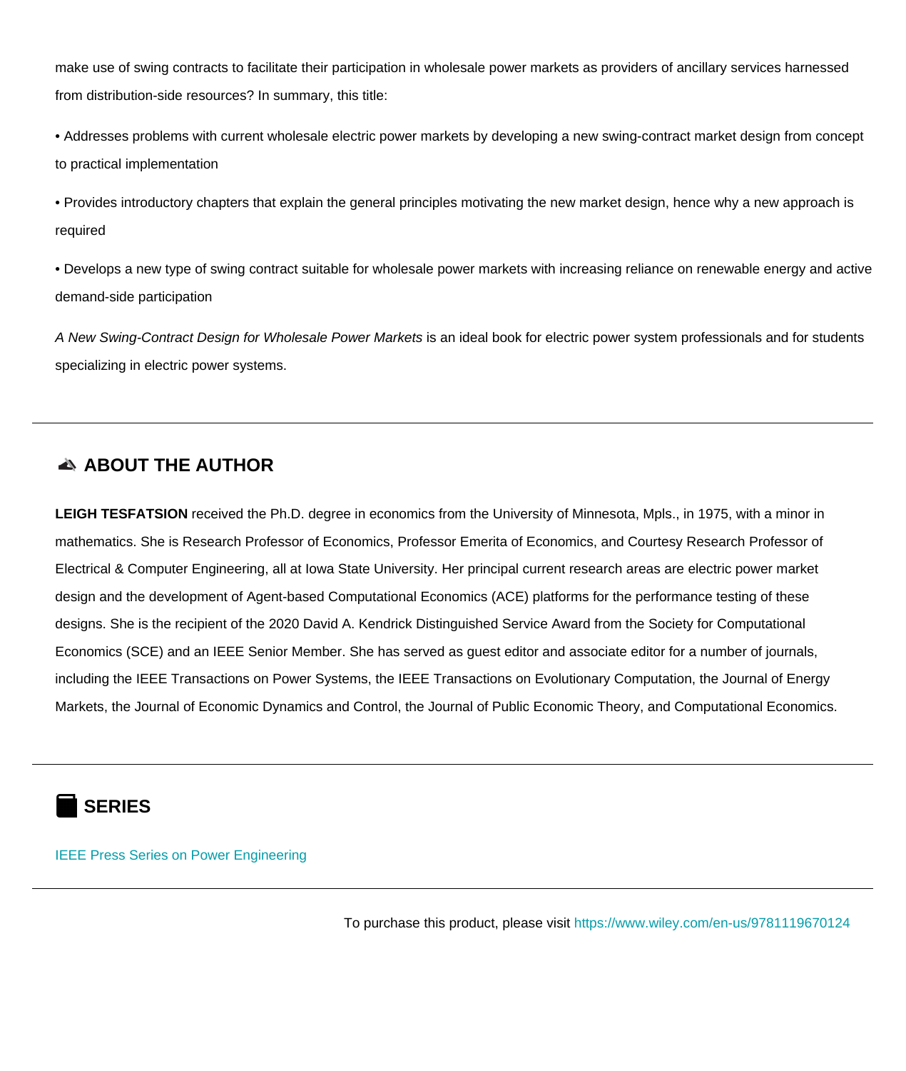make use of swing contracts to facilitate their participation in wholesale power markets as providers of ancillary services harnessed from distribution-side resources? In summary, this title:

- Addresses problems with current wholesale electric power markets by developing a new swing-contract market design from concept to practical implementation
- Provides introductory chapters that explain the general principles motivating the new market design, hence why a new approach is required
- Develops a new type of swing contract suitable for wholesale power markets with increasing reliance on renewable energy and active demand-side participation

*A New Swing-Contract Design for Wholesale Power Markets* is an ideal book for electric power system professionals and for students specializing in electric power systems.

---

## ABOUT THE AUTHOR

**LEIGH TESFATSION** received the Ph.D. degree in economics from the University of Minnesota, Mpls., in 1975, with a minor in mathematics. She is Research Professor of Economics, Professor Emerita of Economics, and Courtesy Research Professor of Electrical & Computer Engineering, all at Iowa State University. Her principal current research areas are electric power market design and the development of Agent-based Computational Economics (ACE) platforms for the performance testing of these designs. She is the recipient of the 2020 David A. Kendrick Distinguished Service Award from the Society for Computational Economics (SCE) and an IEEE Senior Member. She has served as guest editor and associate editor for a number of journals, including the IEEE Transactions on Power Systems, the IEEE Transactions on Evolutionary Computation, the Journal of Energy Markets, the Journal of Economic Dynamics and Control, the Journal of Public Economic Theory, and Computational Economics.

---

## SERIES

IEEE Press Series on Power Engineering

---

To purchase this product, please visit https://www.wiley.com/en-us/9781119670124